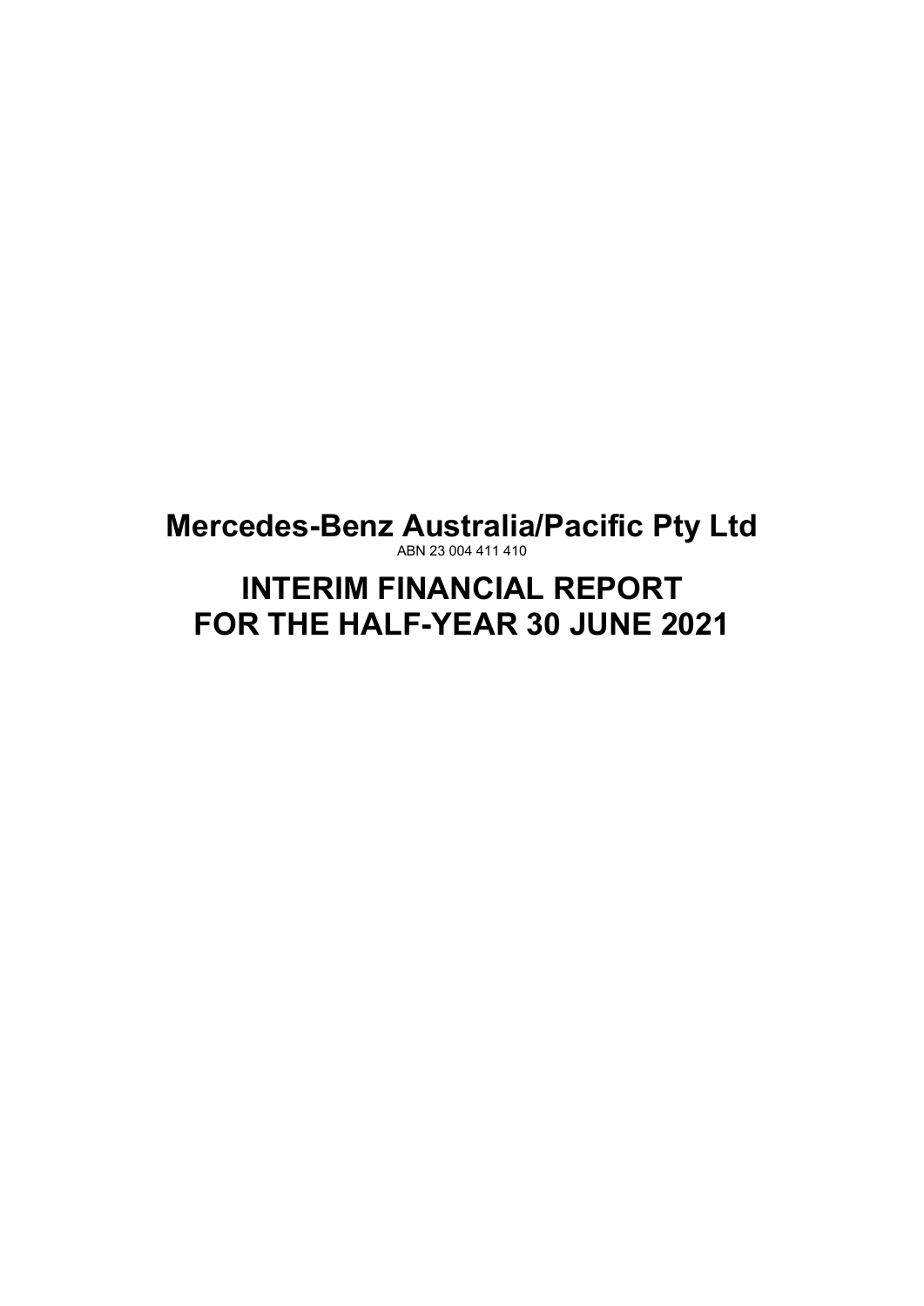# Mercedes-Benz Australia/Pacific Pty Ltd

ABN 23 004 411 410

# INTERIM FINANCIAL REPORT FOR THE HALF-YEAR 30 JUNE 2021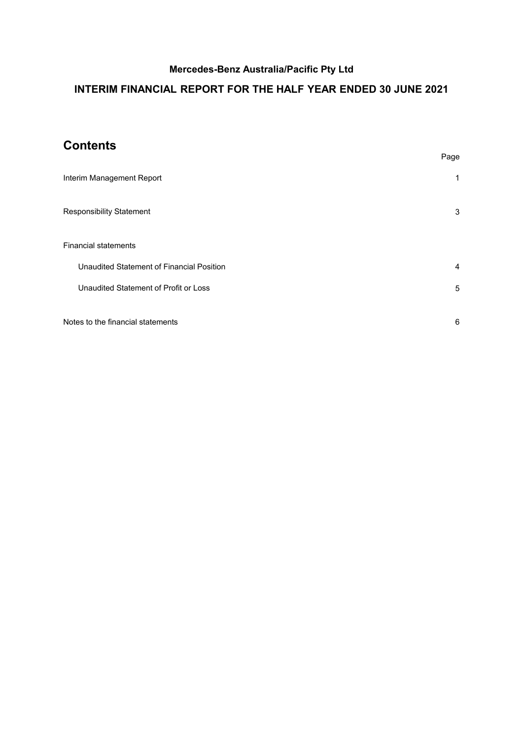**Mercedes-Benz Australia/Pacific Pty Ltd**

**INTERIM FINANCIAL REPORT FOR THE HALF YEAR ENDED 30 JUNE 2021**

# Contents

| | Page |
|---|---|
| Interim Management Report | 1 |
| Responsibility Statement | 3 |
| Financial statements | |
| Unaudited Statement of Financial Position | 4 |
| Unaudited Statement of Profit or Loss | 5 |
| Notes to the financial statements | 6 |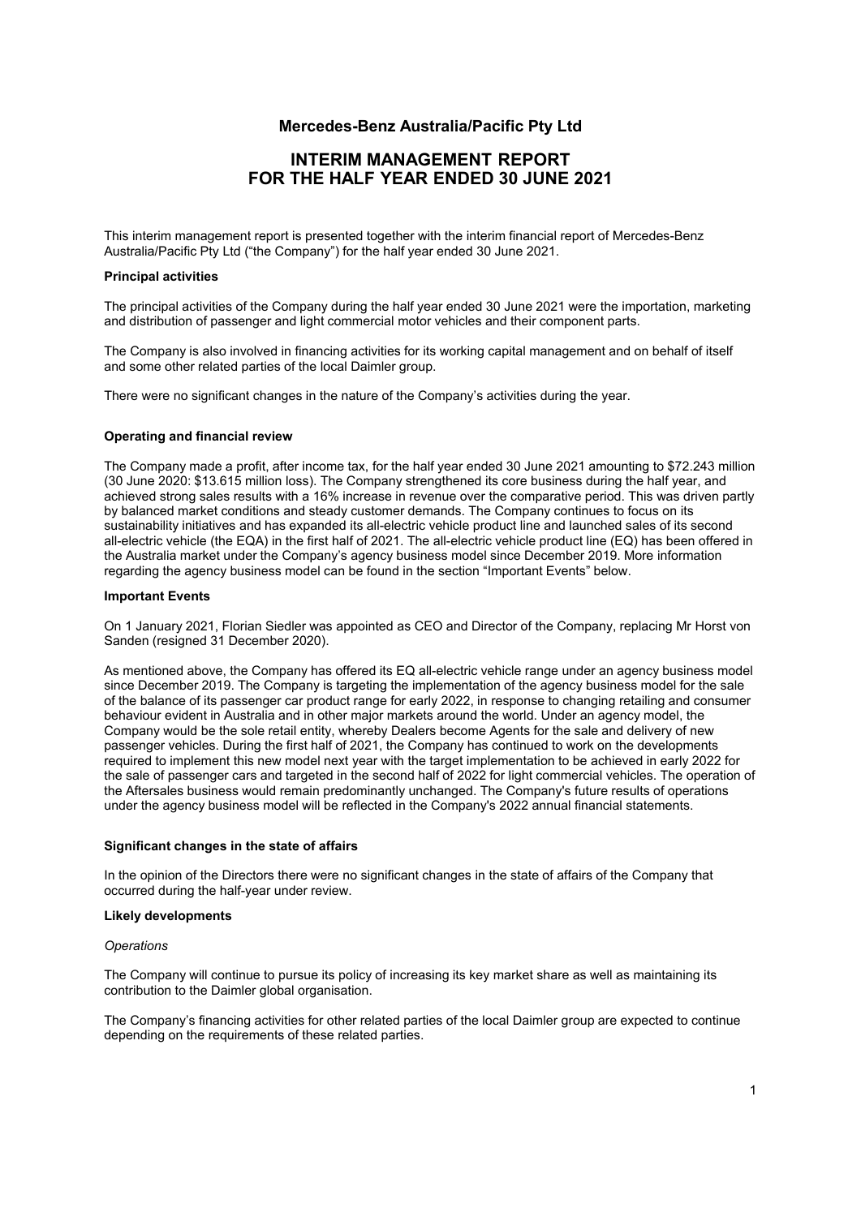# Mercedes-Benz Australia/Pacific Pty Ltd

## INTERIM MANAGEMENT REPORT FOR THE HALF YEAR ENDED 30 JUNE 2021

This interim management report is presented together with the interim financial report of Mercedes-Benz Australia/Pacific Pty Ltd ("the Company") for the half year ended 30 June 2021.

### Principal activities

The principal activities of the Company during the half year ended 30 June 2021 were the importation, marketing and distribution of passenger and light commercial motor vehicles and their component parts.

The Company is also involved in financing activities for its working capital management and on behalf of itself and some other related parties of the local Daimler group.

There were no significant changes in the nature of the Company's activities during the year.

### Operating and financial review

The Company made a profit, after income tax, for the half year ended 30 June 2021 amounting to $72.243 million (30 June 2020: $13.615 million loss). The Company strengthened its core business during the half year, and achieved strong sales results with a 16% increase in revenue over the comparative period. This was driven partly by balanced market conditions and steady customer demands. The Company continues to focus on its sustainability initiatives and has expanded its all-electric vehicle product line and launched sales of its second all-electric vehicle (the EQA) in the first half of 2021. The all-electric vehicle product line (EQ) has been offered in the Australia market under the Company's agency business model since December 2019. More information regarding the agency business model can be found in the section "Important Events" below.

### Important Events

On 1 January 2021, Florian Siedler was appointed as CEO and Director of the Company, replacing Mr Horst von Sanden (resigned 31 December 2020).

As mentioned above, the Company has offered its EQ all-electric vehicle range under an agency business model since December 2019. The Company is targeting the implementation of the agency business model for the sale of the balance of its passenger car product range for early 2022, in response to changing retailing and consumer behaviour evident in Australia and in other major markets around the world. Under an agency model, the Company would be the sole retail entity, whereby Dealers become Agents for the sale and delivery of new passenger vehicles. During the first half of 2021, the Company has continued to work on the developments required to implement this new model next year with the target implementation to be achieved in early 2022 for the sale of passenger cars and targeted in the second half of 2022 for light commercial vehicles. The operation of the Aftersales business would remain predominantly unchanged. The Company's future results of operations under the agency business model will be reflected in the Company's 2022 annual financial statements.

### Significant changes in the state of affairs

In the opinion of the Directors there were no significant changes in the state of affairs of the Company that occurred during the half-year under review.

### Likely developments

*Operations*

The Company will continue to pursue its policy of increasing its key market share as well as maintaining its contribution to the Daimler global organisation.

The Company's financing activities for other related parties of the local Daimler group are expected to continue depending on the requirements of these related parties.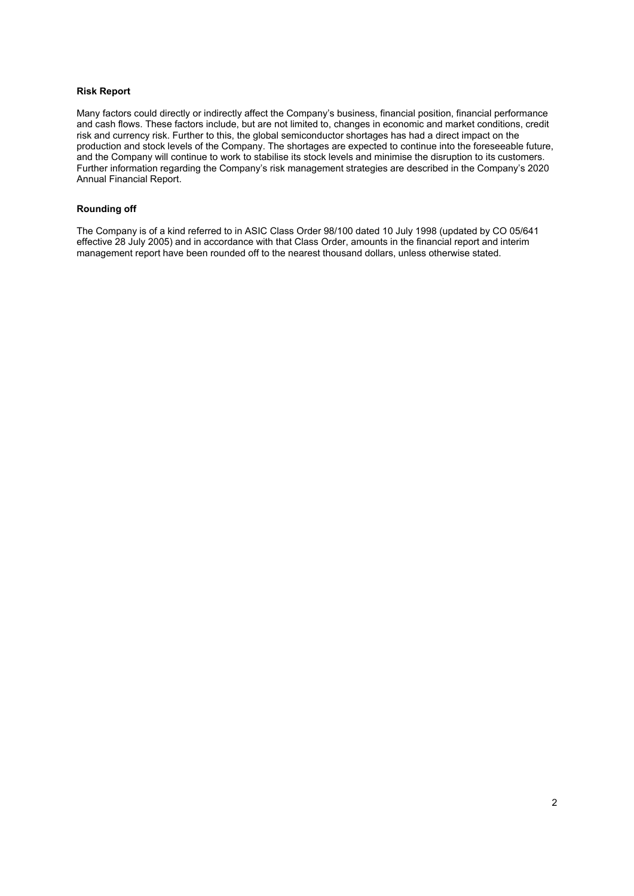**Risk Report**

Many factors could directly or indirectly affect the Company's business, financial position, financial performance and cash flows. These factors include, but are not limited to, changes in economic and market conditions, credit risk and currency risk. Further to this, the global semiconductor shortages has had a direct impact on the production and stock levels of the Company. The shortages are expected to continue into the foreseeable future, and the Company will continue to work to stabilise its stock levels and minimise the disruption to its customers. Further information regarding the Company's risk management strategies are described in the Company's 2020 Annual Financial Report.

**Rounding off**

The Company is of a kind referred to in ASIC Class Order 98/100 dated 10 July 1998 (updated by CO 05/641 effective 28 July 2005) and in accordance with that Class Order, amounts in the financial report and interim management report have been rounded off to the nearest thousand dollars, unless otherwise stated.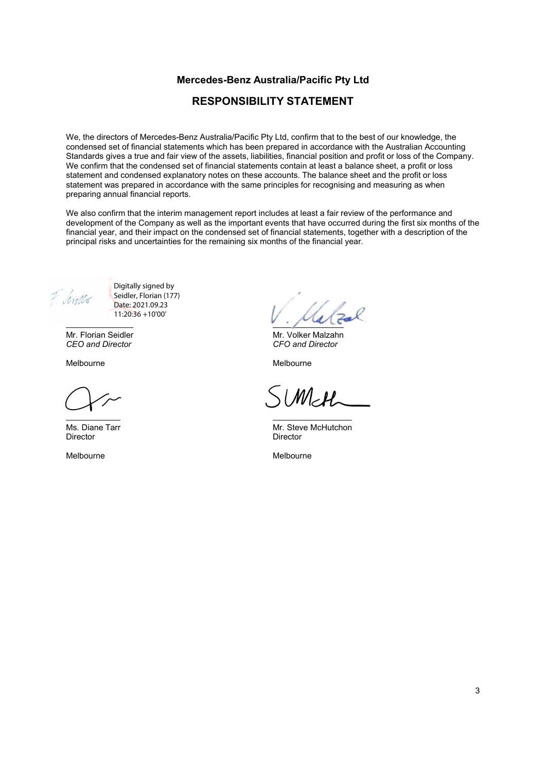**Mercedes-Benz Australia/Pacific Pty Ltd**

## RESPONSIBILITY STATEMENT

We, the directors of Mercedes-Benz Australia/Pacific Pty Ltd, confirm that to the best of our knowledge, the condensed set of financial statements which has been prepared in accordance with the Australian Accounting Standards gives a true and fair view of the assets, liabilities, financial position and profit or loss of the Company. We confirm that the condensed set of financial statements contain at least a balance sheet, a profit or loss statement and condensed explanatory notes on these accounts. The balance sheet and the profit or loss statement was prepared in accordance with the same principles for recognising and measuring as when preparing annual financial reports.

We also confirm that the interim management report includes at least a fair review of the performance and development of the Company as well as the important events that have occurred during the first six months of the financial year, and their impact on the condensed set of financial statements, together with a description of the principal risks and uncertainties for the remaining six months of the financial year.

Digitally signed by Seidler, Florian (177)
Date: 2021.09.23 11:20:36 +10'00'

Mr. Florian Seidler
*CEO and Director*

Melbourne

Mr. Volker Malzahn
*CFO and Director*

Melbourne

Ms. Diane Tarr
Director

Melbourne

Mr. Steve McHutchon
Director

Melbourne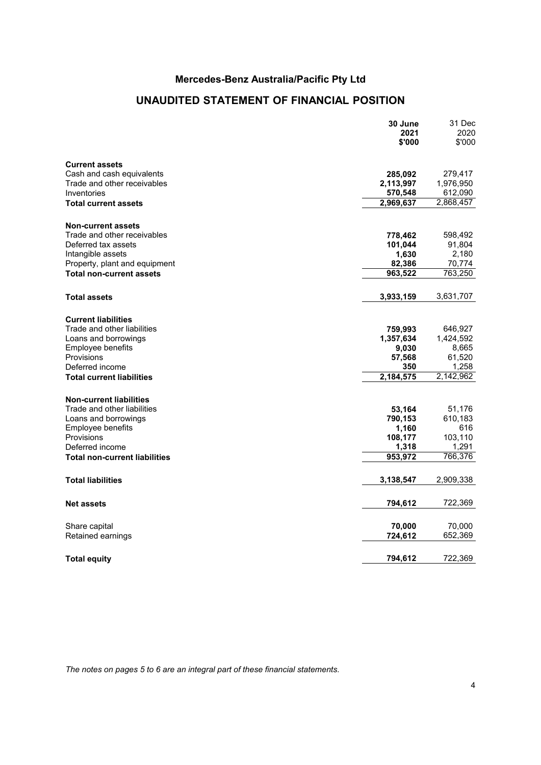# Mercedes-Benz Australia/Pacific Pty Ltd

## UNAUDITED STATEMENT OF FINANCIAL POSITION

| | **30 June 2021 \$'000** | 31 Dec 2020 \$'000 |
|---|---|---|
| **Current assets** | | |
| Cash and cash equivalents | **285,092** | 279,417 |
| Trade and other receivables | **2,113,997** | 1,976,950 |
| Inventories | **570,548** | 612,090 |
| **Total current assets** | **2,969,637** | 2,868,457 |
| | | |
| **Non-current assets** | | |
| Trade and other receivables | **778,462** | 598,492 |
| Deferred tax assets | **101,044** | 91,804 |
| Intangible assets | **1,630** | 2,180 |
| Property, plant and equipment | **82,386** | 70,774 |
| **Total non-current assets** | **963,522** | 763,250 |
| | | |
| **Total assets** | **3,933,159** | 3,631,707 |
| | | |
| **Current liabilities** | | |
| Trade and other liabilities | **759,993** | 646,927 |
| Loans and borrowings | **1,357,634** | 1,424,592 |
| Employee benefits | **9,030** | 8,665 |
| Provisions | **57,568** | 61,520 |
| Deferred income | **350** | 1,258 |
| **Total current liabilities** | **2,184,575** | 2,142,962 |
| | | |
| **Non-current liabilities** | | |
| Trade and other liabilities | **53,164** | 51,176 |
| Loans and borrowings | **790,153** | 610,183 |
| Employee benefits | **1,160** | 616 |
| Provisions | **108,177** | 103,110 |
| Deferred income | **1,318** | 1,291 |
| **Total non-current liabilities** | **953,972** | 766,376 |
| | | |
| **Total liabilities** | **3,138,547** | 2,909,338 |
| | | |
| **Net assets** | **794,612** | 722,369 |
| | | |
| Share capital | **70,000** | 70,000 |
| Retained earnings | **724,612** | 652,369 |
| | | |
| **Total equity** | **794,612** | 722,369 |

*The notes on pages 5 to 6 are an integral part of these financial statements.*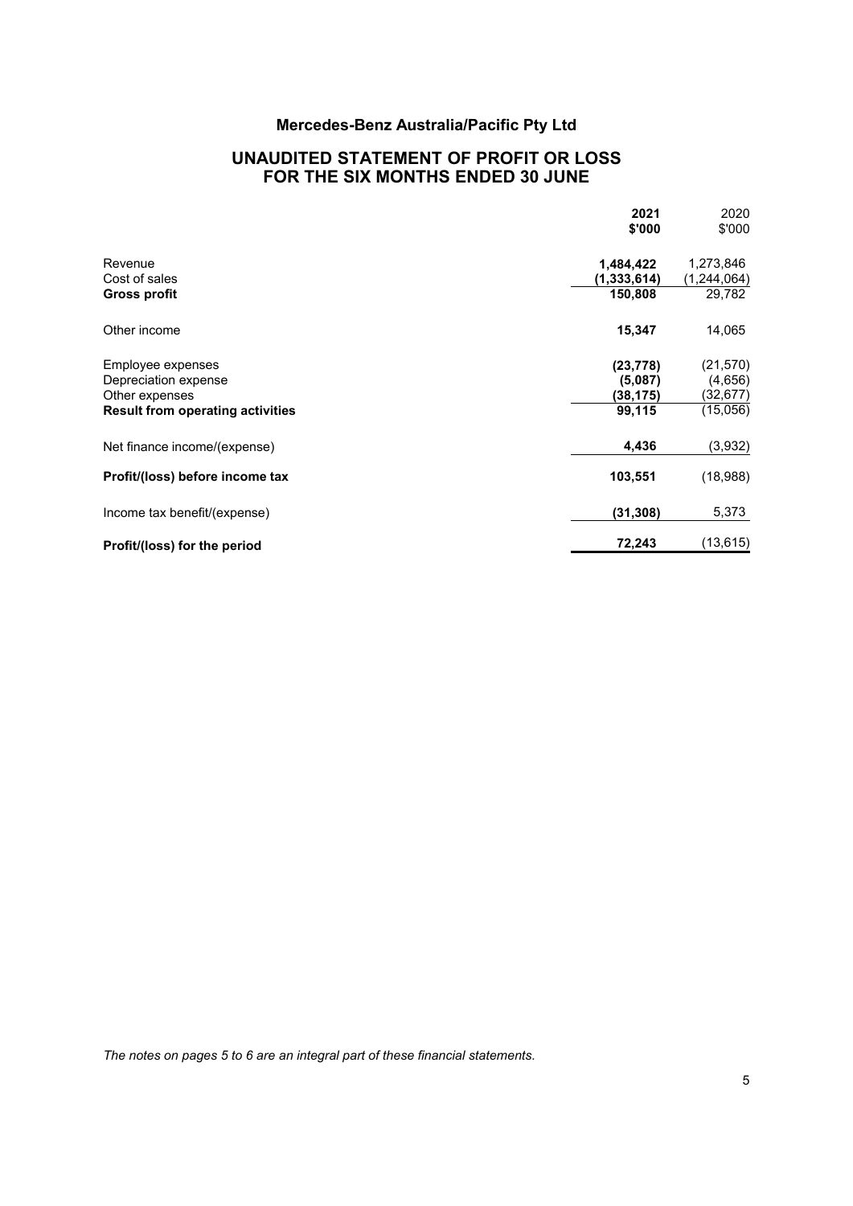# Mercedes-Benz Australia/Pacific Pty Ltd

## UNAUDITED STATEMENT OF PROFIT OR LOSS FOR THE SIX MONTHS ENDED 30 JUNE

| | **2021 $'000** | 2020 $'000 |
|---|---|---|
| Revenue | **1,484,422** | 1,273,846 |
| Cost of sales | **(1,333,614)** | (1,244,064) |
| **Gross profit** | **150,808** | 29,782 |
| Other income | **15,347** | 14,065 |
| Employee expenses | **(23,778)** | (21,570) |
| Depreciation expense | **(5,087)** | (4,656) |
| Other expenses | **(38,175)** | (32,677) |
| **Result from operating activities** | **99,115** | (15,056) |
| Net finance income/(expense) | **4,436** | (3,932) |
| **Profit/(loss) before income tax** | **103,551** | (18,988) |
| Income tax benefit/(expense) | **(31,308)** | 5,373 |
| **Profit/(loss) for the period** | **72,243** | (13,615) |

*The notes on pages 5 to 6 are an integral part of these financial statements.*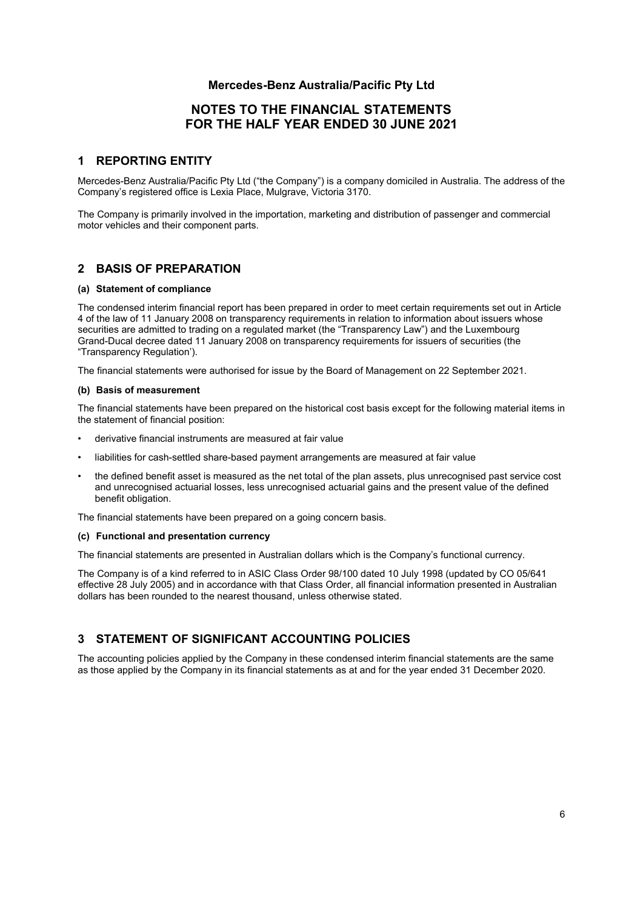**Mercedes-Benz Australia/Pacific Pty Ltd**

# NOTES TO THE FINANCIAL STATEMENTS FOR THE HALF YEAR ENDED 30 JUNE 2021

## 1 REPORTING ENTITY

Mercedes-Benz Australia/Pacific Pty Ltd ("the Company") is a company domiciled in Australia. The address of the Company's registered office is Lexia Place, Mulgrave, Victoria 3170.

The Company is primarily involved in the importation, marketing and distribution of passenger and commercial motor vehicles and their component parts.

## 2 BASIS OF PREPARATION

### (a) Statement of compliance

The condensed interim financial report has been prepared in order to meet certain requirements set out in Article 4 of the law of 11 January 2008 on transparency requirements in relation to information about issuers whose securities are admitted to trading on a regulated market (the "Transparency Law") and the Luxembourg Grand-Ducal decree dated 11 January 2008 on transparency requirements for issuers of securities (the "Transparency Regulation').

The financial statements were authorised for issue by the Board of Management on 22 September 2021.

### (b) Basis of measurement

The financial statements have been prepared on the historical cost basis except for the following material items in the statement of financial position:

- derivative financial instruments are measured at fair value
- liabilities for cash-settled share-based payment arrangements are measured at fair value
- the defined benefit asset is measured as the net total of the plan assets, plus unrecognised past service cost and unrecognised actuarial losses, less unrecognised actuarial gains and the present value of the defined benefit obligation.

The financial statements have been prepared on a going concern basis.

### (c) Functional and presentation currency

The financial statements are presented in Australian dollars which is the Company's functional currency.

The Company is of a kind referred to in ASIC Class Order 98/100 dated 10 July 1998 (updated by CO 05/641 effective 28 July 2005) and in accordance with that Class Order, all financial information presented in Australian dollars has been rounded to the nearest thousand, unless otherwise stated.

## 3 STATEMENT OF SIGNIFICANT ACCOUNTING POLICIES

The accounting policies applied by the Company in these condensed interim financial statements are the same as those applied by the Company in its financial statements as at and for the year ended 31 December 2020.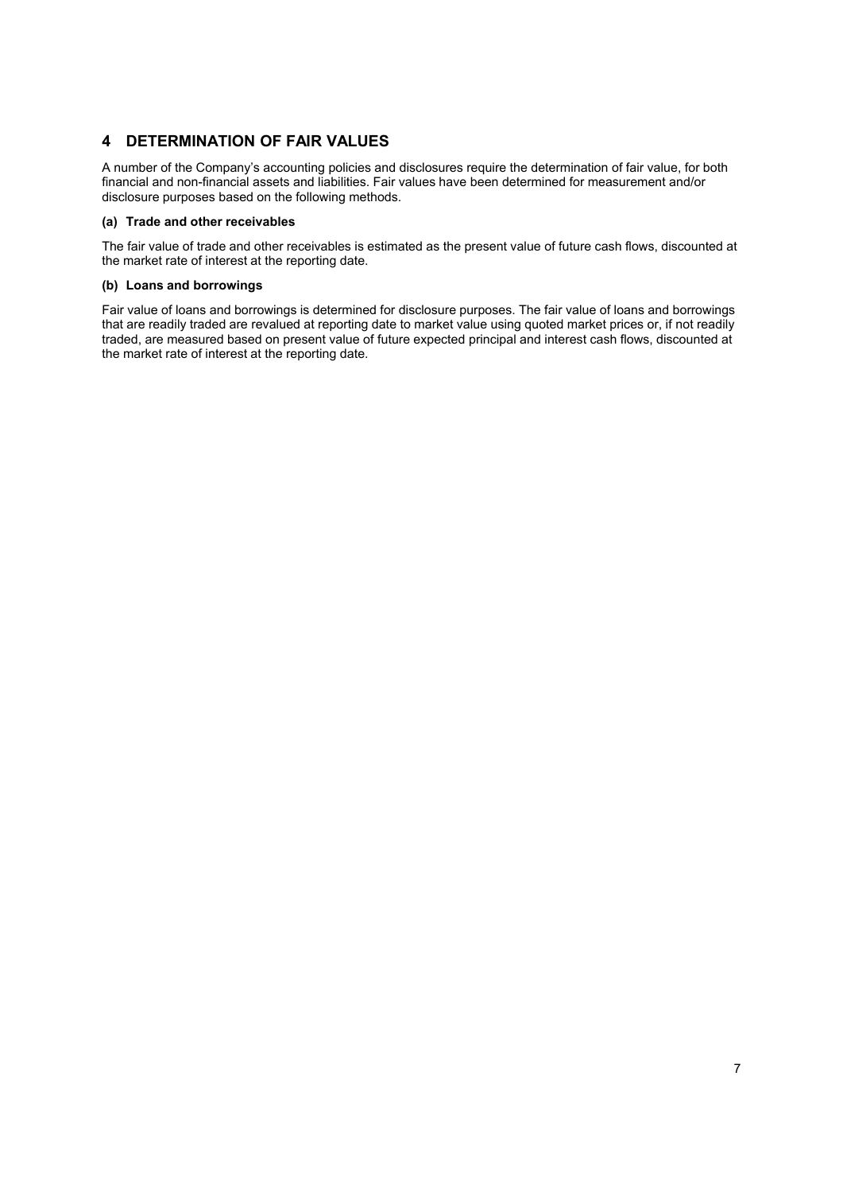## 4 DETERMINATION OF FAIR VALUES

A number of the Company's accounting policies and disclosures require the determination of fair value, for both financial and non-financial assets and liabilities. Fair values have been determined for measurement and/or disclosure purposes based on the following methods.

### (a) Trade and other receivables

The fair value of trade and other receivables is estimated as the present value of future cash flows, discounted at the market rate of interest at the reporting date.

### (b) Loans and borrowings

Fair value of loans and borrowings is determined for disclosure purposes. The fair value of loans and borrowings that are readily traded are revalued at reporting date to market value using quoted market prices or, if not readily traded, are measured based on present value of future expected principal and interest cash flows, discounted at the market rate of interest at the reporting date.